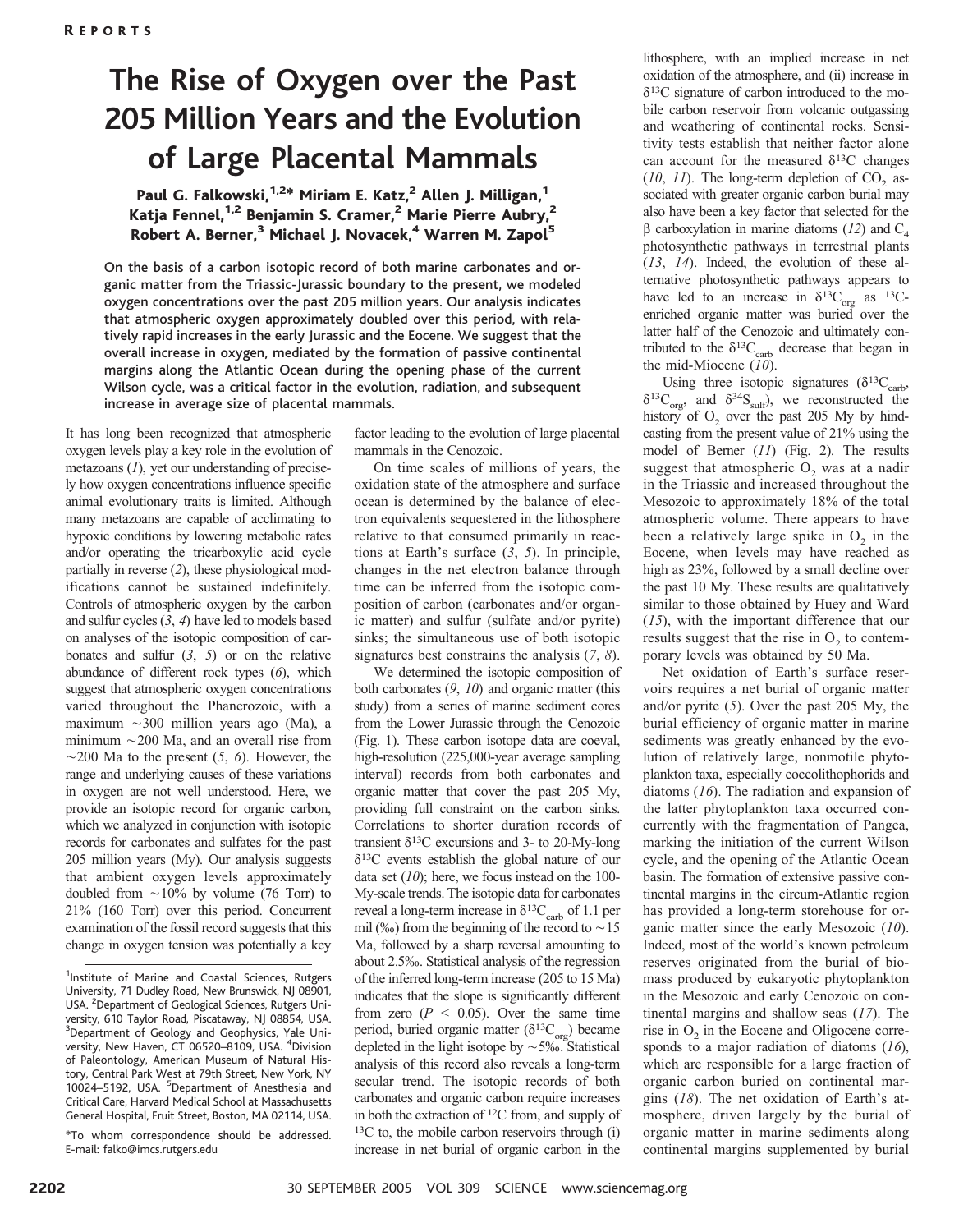# The Rise of Oxygen over the Past 205 Million Years and the Evolution of Large Placental Mammals

**Paul G. Falkowski,[1,2]* Miriam E. Katz,[2] Allen J. Milligan,[1] Katja Fennel,[1,2] Benjamin S. Cramer,[2] Marie Pierre Aubry,[2] Robert A. Berner,[3] Michael J. Novacek,[4] Warren M. Zapol[5]**

On the basis of a carbon isotopic record of both marine carbonates and organic matter from the Triassic-Jurassic boundary to the present, we modeled oxygen concentrations over the past 205 million years. Our analysis indicates that atmospheric oxygen approximately doubled over this period, with relatively rapid increases in the early Jurassic and the Eocene. We suggest that the overall increase in oxygen, mediated by the formation of passive continental margins along the Atlantic Ocean during the opening phase of the current Wilson cycle, was a critical factor in the evolution, radiation, and subsequent increase in average size of placental mammals.

It has long been recognized that atmospheric oxygen levels play a key role in the evolution of metazoans (*1*), yet our understanding of precisely how oxygen concentrations influence specific animal evolutionary traits is limited. Although many metazoans are capable of acclimating to hypoxic conditions by lowering metabolic rates and/or operating the tricarboxylic acid cycle partially in reverse (*2*), these physiological modifications cannot be sustained indefinitely. Controls of atmospheric oxygen by the carbon and sulfur cycles (*3*, *4*) have led to models based on analyses of the isotopic composition of carbonates and sulfur (*3*, *5*) or on the relative abundance of different rock types (*6*), which suggest that atmospheric oxygen concentrations varied throughout the Phanerozoic, with a maximum ~300 million years ago (Ma), a minimum ~200 Ma, and an overall rise from ~200 Ma to the present (*5*, *6*). However, the range and underlying causes of these variations in oxygen are not well understood. Here, we provide an isotopic record for organic carbon, which we analyzed in conjunction with isotopic records for carbonates and sulfates for the past 205 million years (My). Our analysis suggests that ambient oxygen levels approximately doubled from ~10% by volume (76 Torr) to 21% (160 Torr) over this period. Concurrent examination of the fossil record suggests that this change in oxygen tension was potentially a key factor leading to the evolution of large placental mammals in the Cenozoic.

On time scales of millions of years, the oxidation state of the atmosphere and surface ocean is determined by the balance of electron equivalents sequestered in the lithosphere relative to that consumed primarily in reactions at Earth's surface (*3*, *5*). In principle, changes in the net electron balance through time can be inferred from the isotopic composition of carbon (carbonates and/or organic matter) and sulfur (sulfate and/or pyrite) sinks; the simultaneous use of both isotopic signatures best constrains the analysis (*7*, *8*).

We determined the isotopic composition of both carbonates (*9*, *10*) and organic matter (this study) from a series of marine sediment cores from the Lower Jurassic through the Cenozoic (Fig. 1). These carbon isotope data are coeval, high-resolution (225,000-year average sampling interval) records from both carbonates and organic matter that cover the past 205 My, providing full constraint on the carbon sinks. Correlations to shorter duration records of transient $\delta^{13}C$ excursions and 3- to 20-My-long $\delta^{13}C$ events establish the global nature of our data set (*10*); here, we focus instead on the 100-My-scale trends. The isotopic data for carbonates reveal a long-term increase in $\delta^{13}C_{carb}$ of 1.1 per mil (‰) from the beginning of the record to ~15 Ma, followed by a sharp reversal amounting to about 2.5‰. Statistical analysis of the regression of the inferred long-term increase (205 to 15 Ma) indicates that the slope is significantly different from zero ($P < 0.05$). Over the same time period, buried organic matter ($\delta^{13}C_{org}$) became depleted in the light isotope by ~5‰. Statistical analysis of this record also reveals a long-term secular trend. The isotopic records of both carbonates and organic carbon require increases in both the extraction of $^{12}C$ from, and supply of $^{13}C$ to, the mobile carbon reservoirs through (i) increase in net burial of organic carbon in the lithosphere, with an implied increase in net oxidation of the atmosphere, and (ii) increase in $\delta^{13}C$ signature of carbon introduced to the mobile carbon reservoir from volcanic outgassing and weathering of continental rocks. Sensitivity tests establish that neither factor alone can account for the measured $\delta^{13}C$ changes (*10*, *11*). The long-term depletion of $CO_2$ associated with greater organic carbon burial may also have been a key factor that selected for the β carboxylation in marine diatoms (*12*) and $C_4$ photosynthetic pathways in terrestrial plants (*13*, *14*). Indeed, the evolution of these alternative photosynthetic pathways appears to have led to an increase in $\delta^{13}C_{org}$ as $^{13}C$-enriched organic matter was buried over the latter half of the Cenozoic and ultimately contributed to the $\delta^{13}C_{carb}$ decrease that began in the mid-Miocene (*10*).

Using three isotopic signatures ($\delta^{13}C_{carb}$, $\delta^{13}C_{org}$, and $\delta^{34}S_{sulf}$), we reconstructed the history of $O_2$ over the past 205 My by hindcasting from the present value of 21% using the model of Berner (*11*) (Fig. 2). The results suggest that atmospheric $O_2$ was at a nadir in the Triassic and increased throughout the Mesozoic to approximately 18% of the total atmospheric volume. There appears to have been a relatively large spike in $O_2$ in the Eocene, when levels may have reached as high as 23%, followed by a small decline over the past 10 My. These results are qualitatively similar to those obtained by Huey and Ward (*15*), with the important difference that our results suggest that the rise in $O_2$ to contemporary levels was obtained by 50 Ma.

Net oxidation of Earth's surface reservoirs requires a net burial of organic matter and/or pyrite (*5*). Over the past 205 My, the burial efficiency of organic matter in marine sediments was greatly enhanced by the evolution of relatively large, nonmotile phytoplankton taxa, especially coccolithophorids and diatoms (*16*). The radiation and expansion of the latter phytoplankton taxa occurred concurrently with the fragmentation of Pangea, marking the initiation of the current Wilson cycle, and the opening of the Atlantic Ocean basin. The formation of extensive passive continental margins in the circum-Atlantic region has provided a long-term storehouse for organic matter since the early Mesozoic (*10*). Indeed, most of the world's known petroleum reserves originated from the burial of biomass produced by eukaryotic phytoplankton in the Mesozoic and early Cenozoic on continental margins and shallow seas (*17*). The rise in $O_2$ in the Eocene and Oligocene corresponds to a major radiation of diatoms (*16*), which are responsible for a large fraction of organic carbon buried on continental margins (*18*). The net oxidation of Earth's atmosphere, driven largely by the burial of organic matter in marine sediments along continental margins supplemented by burial

---

[1]Institute of Marine and Coastal Sciences, Rutgers University, 71 Dudley Road, New Brunswick, NJ 08901, USA. [2]Department of Geological Sciences, Rutgers University, 610 Taylor Road, Piscataway, NJ 08854, USA. [3]Department of Geology and Geophysics, Yale University, New Haven, CT 06520–8109, USA. [4]Division of Paleontology, American Museum of Natural History, Central Park West at 79th Street, New York, NY 10024–5192, USA. [5]Department of Anesthesia and Critical Care, Harvard Medical School at Massachusetts General Hospital, Fruit Street, Boston, MA 02114, USA.

*To whom correspondence should be addressed. E-mail: falko@imcs.rutgers.edu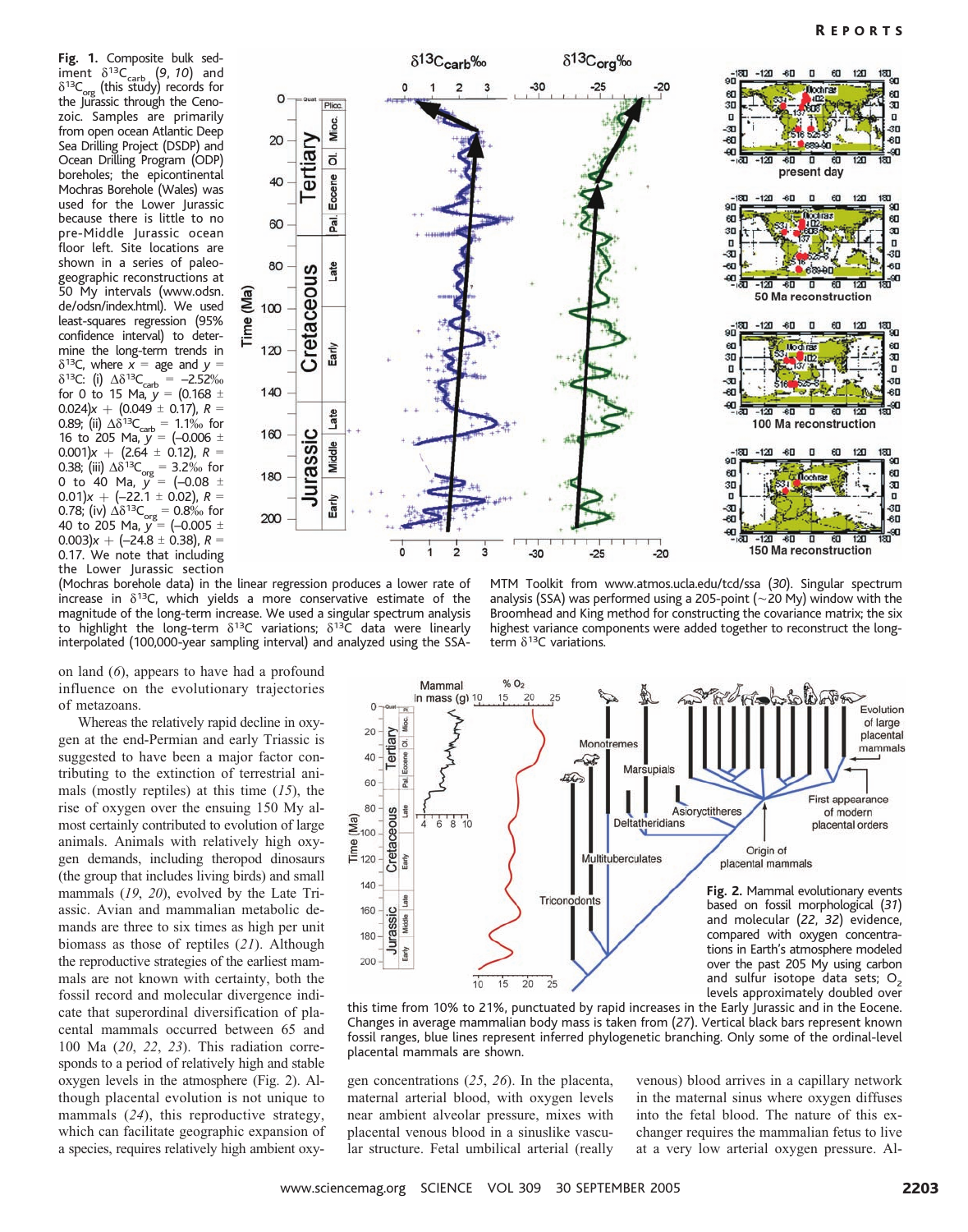**Fig. 1.** Composite bulk sediment $\delta^{13}C_{carb}$ (9, 10) and $\delta^{13}C_{org}$ (this study) records for the Jurassic through the Cenozoic. Samples are primarily from open ocean Atlantic Deep Sea Drilling Project (DSDP) and Ocean Drilling Program (ODP) boreholes; the epicontinental Mochras Borehole (Wales) was used for the Lower Jurassic because there is little to no pre-Middle Jurassic ocean floor left. Site locations are shown in a series of paleogeographic reconstructions at 50 My intervals (www.odsn.de/odsn/index.html). We used least-squares regression (95% confidence interval) to determine the long-term trends in $\delta^{13}C$, where $x$ = age and $y$ = $\delta^{13}C$: (i) $\Delta\delta^{13}C_{carb}$ = –2.52‰ for 0 to 15 Ma, $y = (0.168 \pm 0.024)x + (0.049 \pm 0.17)$, $R$ = 0.89; (ii) $\Delta\delta^{13}C_{carb}$ = 1.1‰ for 16 to 205 Ma, $y = (-0.006 \pm 0.001)x + (2.64 \pm 0.12)$, $R$ = 0.38; (iii) $\Delta\delta^{13}C_{org}$ = 3.2‰ for 0 to 40 Ma, $y = (-0.08 \pm 0.01)x + (-22.1 \pm 0.02)$, $R$ = 0.78; (iv) $\Delta\delta^{13}C_{org}$ = 0.8‰ for 40 to 205 Ma, $y = (-0.005 \pm 0.003)x + (-24.8 \pm 0.38)$, $R$ = 0.17. We note that including the Lower Jurassic section (Mochras borehole data) in the linear regression produces a lower rate of increase in $\delta^{13}C$, which yields a more conservative estimate of the magnitude of the long-term increase. We used a singular spectrum analysis to highlight the long-term $\delta^{13}C$ variations; $\delta^{13}C$ data were linearly interpolated (100,000-year sampling interval) and analyzed using the SSA-MTM Toolkit from www.atmos.ucla.edu/tcd/ssa (30). Singular spectrum analysis (SSA) was performed using a 205-point (~20 My) window with the Broomhead and King method for constructing the covariance matrix; the six highest variance components were added together to reconstruct the long-term $\delta^{13}C$ variations.

on land (6), appears to have had a profound influence on the evolutionary trajectories of metazoans.

Whereas the relatively rapid decline in oxygen at the end-Permian and early Triassic is suggested to have been a major factor contributing to the extinction of terrestrial animals (mostly reptiles) at this time (15), the rise of oxygen over the ensuing 150 My almost certainly contributed to evolution of large animals. Animals with relatively high oxygen demands, including theropod dinosaurs (the group that includes living birds) and small mammals (19, 20), evolved by the Late Triassic. Avian and mammalian metabolic demands are three to six times as high per unit biomass as those of reptiles (21). Although the reproductive strategies of the earliest mammals are not known with certainty, both the fossil record and molecular divergence indicate that superordinal diversification of placental mammals occurred between 65 and 100 Ma (20, 22, 23). This radiation corresponds to a period of relatively high and stable oxygen levels in the atmosphere (Fig. 2). Although placental evolution is not unique to mammals (24), this reproductive strategy, which can facilitate geographic expansion of a species, requires relatively high ambient oxygen concentrations (25, 26). In the placenta, maternal arterial blood, with oxygen levels near ambient alveolar pressure, mixes with placental venous blood in a sinuslike vascular structure. Fetal umbilical arterial (really venous) blood arrives in a capillary network in the maternal sinus where oxygen diffuses into the fetal blood. The nature of this exchanger requires the mammalian fetus to live at a very low arterial oxygen pressure. Al-

**Fig. 2.** Mammal evolutionary events based on fossil morphological (31) and molecular (22, 32) evidence, compared with oxygen concentrations in Earth's atmosphere modeled over the past 205 My using carbon and sulfur isotope data sets; $O_2$ levels approximately doubled over this time from 10% to 21%, punctuated by rapid increases in the Early Jurassic and in the Eocene. Changes in average mammalian body mass is taken from (27). Vertical black bars represent known fossil ranges, blue lines represent inferred phylogenetic branching. Only some of the ordinal-level placental mammals are shown.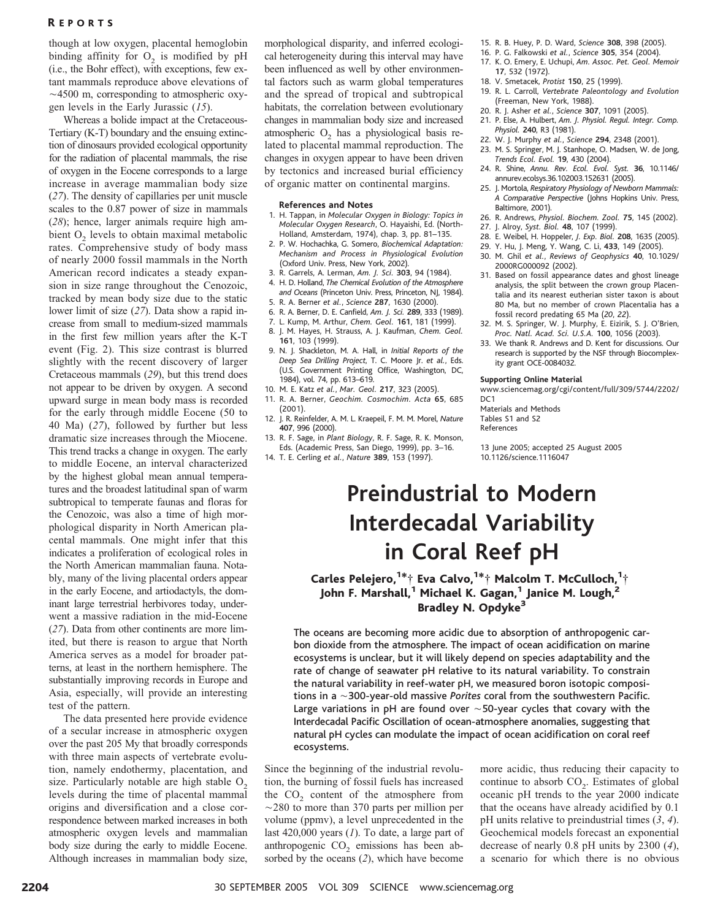though at low oxygen, placental hemoglobin binding affinity for $O_2$ is modified by pH (i.e., the Bohr effect), with exceptions, few extant mammals reproduce above elevations of ~4500 m, corresponding to atmospheric oxygen levels in the Early Jurassic (*15*).

Whereas a bolide impact at the Cretaceous-Tertiary (K-T) boundary and the ensuing extinction of dinosaurs provided ecological opportunity for the radiation of placental mammals, the rise of oxygen in the Eocene corresponds to a large increase in average mammalian body size (*27*). The density of capillaries per unit muscle scales to the 0.87 power of size in mammals (*28*); hence, larger animals require high ambient $O_2$ levels to obtain maximal metabolic rates. Comprehensive study of body mass of nearly 2000 fossil mammals in the North American record indicates a steady expansion in size range throughout the Cenozoic, tracked by mean body size due to the static lower limit of size (*27*). Data show a rapid increase from small to medium-sized mammals in the first few million years after the K-T event (Fig. 2). This size contrast is blurred slightly with the recent discovery of larger Cretaceous mammals (*29*), but this trend does not appear to be driven by oxygen. A second upward surge in mean body mass is recorded for the early through middle Eocene (50 to 40 Ma) (*27*), followed by further but less dramatic size increases through the Miocene. This trend tracks a change in oxygen. The early to middle Eocene, an interval characterized by the highest global mean annual temperatures and the broadest latitudinal span of warm subtropical to temperate faunas and floras for the Cenozoic, was also a time of high morphological disparity in North American placental mammals. One might infer that this indicates a proliferation of ecological roles in the North American mammalian fauna. Notably, many of the living placental orders appear in the early Eocene, and artiodactyls, the dominant large terrestrial herbivores today, underwent a massive radiation in the mid-Eocene (*27*). Data from other continents are more limited, but there is reason to argue that North America serves as a model for broader patterns, at least in the northern hemisphere. The substantially improving records in Europe and Asia, especially, will provide an interesting test of the pattern.

The data presented here provide evidence of a secular increase in atmospheric oxygen over the past 205 My that broadly corresponds with three main aspects of vertebrate evolution, namely endothermy, placentation, and size. Particularly notable are high stable $O_2$ levels during the time of placental mammal origins and diversification and a close correspondence between marked increases in both atmospheric oxygen levels and mammalian body size during the early to middle Eocene. Although increases in mammalian body size, morphological disparity, and inferred ecological heterogeneity during this interval may have been influenced as well by other environmental factors such as warm global temperatures and the spread of tropical and subtropical habitats, the correlation between evolutionary changes in mammalian body size and increased atmospheric $O_2$ has a physiological basis related to placental mammal reproduction. The changes in oxygen appear to have been driven by tectonics and increased burial efficiency of organic matter on continental margins.

**References and Notes**

1. H. Tappan, in *Molecular Oxygen in Biology: Topics in Molecular Oxygen Research*, O. Hayaishi, Ed. (North-Holland, Amsterdam, 1974), chap. 3, pp. 81–135.
2. P. W. Hochachka, G. Somero, *Biochemical Adaptation: Mechanism and Process in Physiological Evolution* (Oxford Univ. Press, New York, 2002).
3. R. Garrels, A. Lerman, *Am. J. Sci.* **303**, 94 (1984).
4. H. D. Holland, *The Chemical Evolution of the Atmosphere and Oceans* (Princeton Univ. Press, Princeton, NJ, 1984).
5. R. A. Berner *et al.*, *Science* **287**, 1630 (2000).
6. R. A. Berner, D. E. Canfield, *Am. J. Sci.* **289**, 333 (1989).
7. L. Kump, M. Arthur, *Chem. Geol.* **161**, 181 (1999).
8. J. M. Hayes, H. Strauss, A. J. Kaufman, *Chem. Geol.* **161**, 103 (1999).
9. N. J. Shackleton, M. A. Hall, in *Initial Reports of the Deep Sea Drilling Project*, T. C. Moore Jr. *et al.*, Eds. (U.S. Government Printing Office, Washington, DC, 1984), vol. 74, pp. 613–619.
10. M. E. Katz *et al.*, *Mar. Geol.* **217**, 323 (2005).
11. R. A. Berner, *Geochim. Cosmochim. Acta* **65**, 685 (2001).
12. J. R. Reinfelder, A. M. L. Kraepeil, F. M. M. Morel, *Nature* **407**, 996 (2000).
13. R. F. Sage, in *Plant Biology*, R. F. Sage, R. K. Monson, Eds. (Academic Press, San Diego, 1999), pp. 3–16.
14. T. E. Cerling *et al.*, *Nature* **389**, 153 (1997).
15. R. B. Huey, P. D. Ward, *Science* **308**, 398 (2005).
16. P. G. Falkowski *et al.*, *Science* **305**, 354 (2004).
17. K. O. Emery, E. Uchupi, *Am. Assoc. Pet. Geol. Memoir* **17**, 532 (1972).
18. V. Smetacek, *Protist* **150**, 25 (1999).
19. R. L. Carroll, *Vertebrate Paleontology and Evolution* (Freeman, New York, 1988).
20. R. J. Asher *et al.*, *Science* **307**, 1091 (2005).
21. P. Else, A. Hulbert, *Am. J. Physiol. Regul. Integr. Comp. Physiol.* **240**, R3 (1981).
22. W. J. Murphy *et al.*, *Science* **294**, 2348 (2001).
23. M. S. Springer, M. J. Stanhope, O. Madsen, W. de Jong, *Trends Ecol. Evol.* **19**, 430 (2004).
24. R. Shine, *Annu. Rev. Ecol. Evol. Syst.* **36**, 10.1146/annurev.ecolsys.36.102003.152631 (2005).
25. J. Mortola, *Respiratory Physiology of Newborn Mammals: A Comparative Perspective* (Johns Hopkins Univ. Press, Baltimore, 2001).
26. R. Andrews, *Physiol. Biochem. Zool.* **75**, 145 (2002).
27. J. Alroy, *Syst. Biol.* **48**, 107 (1999).
28. E. Weibel, H. Hoppeler, *J. Exp. Biol.* **208**, 1635 (2005).
29. Y. Hu, J. Meng, Y. Wang, C. Li, *Nature* **433**, 149 (2005).
30. M. Ghil *et al.*, *Reviews of Geophysics* **40**, 10.1029/2000RG000092 (2002).
31. Based on fossil appearance dates and ghost lineage analysis, the split between the crown group Placentalia and its nearest eutherian sister taxon is about 80 Ma, but no member of crown Placentalia has a fossil record predating 65 Ma (*20*, *22*).
32. M. S. Springer, W. J. Murphy, E. Eizirik, S. J. O'Brien, *Proc. Natl. Acad. Sci. U.S.A.* **100**, 1056 (2003).
33. We thank R. Andrews and D. Kent for discussions. Our research is supported by the NSF through Biocomplexity grant OCE-0084032.

**Supporting Online Material**

www.sciencemag.org/cgi/content/full/309/5744/2202/DC1
Materials and Methods
Tables S1 and S2
References

13 June 2005; accepted 25 August 2005
10.1126/science.1116047

# Preindustrial to Modern Interdecadal Variability in Coral Reef pH

**Carles Pelejero,[1*†] Eva Calvo,[1*†] Malcolm T. McCulloch,[1†] John F. Marshall,[1] Michael K. Gagan,[1] Janice M. Lough,[2] Bradley N. Opdyke[3]**

**The oceans are becoming more acidic due to absorption of anthropogenic carbon dioxide from the atmosphere. The impact of ocean acidification on marine ecosystems is unclear, but it will likely depend on species adaptability and the rate of change of seawater pH relative to its natural variability. To constrain the natural variability in reef-water pH, we measured boron isotopic compositions in a ~300-year-old massive *Porites* coral from the southwestern Pacific. Large variations in pH are found over ~50-year cycles that covary with the Interdecadal Pacific Oscillation of ocean-atmosphere anomalies, suggesting that natural pH cycles can modulate the impact of ocean acidification on coral reef ecosystems.**

Since the beginning of the industrial revolution, the burning of fossil fuels has increased the $CO_2$ content of the atmosphere from ~280 to more than 370 parts per million per volume (ppmv), a level unprecedented in the last 420,000 years (*1*). To date, a large part of anthropogenic $CO_2$ emissions has been absorbed by the oceans (*2*), which have become more acidic, thus reducing their capacity to continue to absorb $CO_2$. Estimates of global oceanic pH trends to the year 2000 indicate that the oceans have already acidified by 0.1 pH units relative to preindustrial times (*3*, *4*). Geochemical models forecast an exponential decrease of nearly 0.8 pH units by 2300 (*4*), a scenario for which there is no obvious